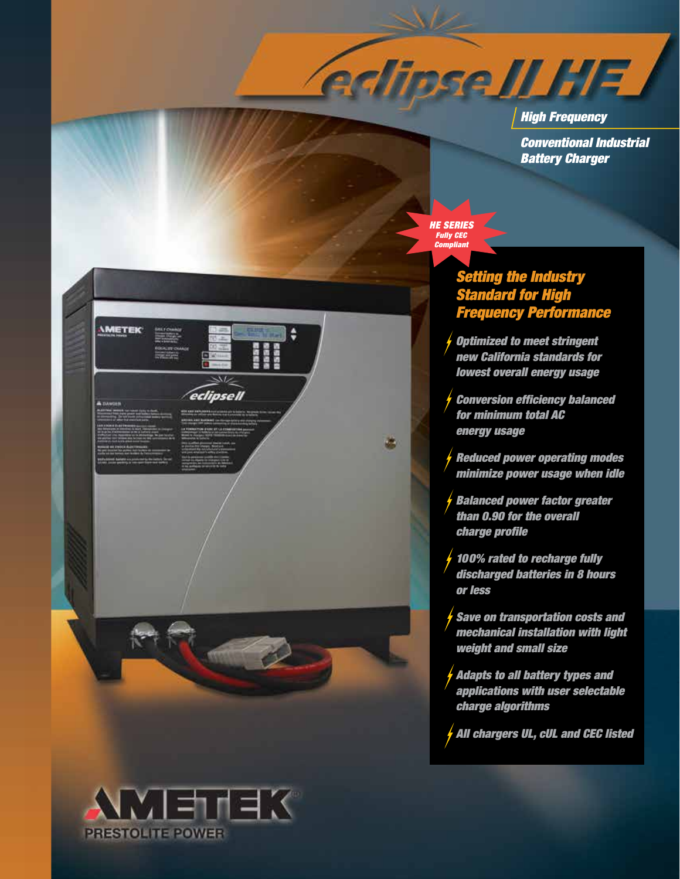# eclipse II HE

**High Frequency**

**Conventional Industrial Battery Charger**

**HE SERIES Fully CEC Compliant**

## Setting the Industry Standard for High Frequency Performance

- *Optimized to meet stringent new California standards for lowest overall energy usage*
- *Conversion efficiency balanced for minimum total AC energy usage*
- *Reduced power operating modes minimize power usage when idle*
- *Balanced power factor greater than 0.90 for the overall charge profile*
- *100% rated to recharge fully discharged batteries in 8 hours or less*
- *Save on transportation costs and mechanical installation with light weight and small size*
- *Adapts to all battery types and applications with user selectable charge algorithms*
- *All chargers UL, cUL and CEC listed*

AMETEK
PRESTOLITE POWER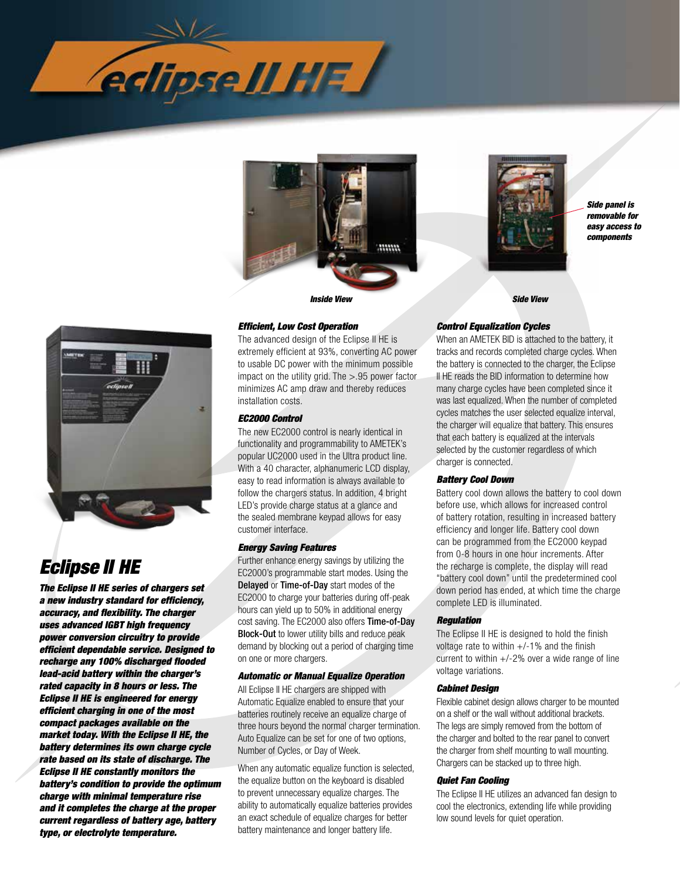Side panel is removable for easy access to components

*Inside View*

*Side View*

# Eclipse II HE

***The Eclipse II HE series of chargers set a new industry standard for efficiency, accuracy, and flexibility. The charger uses advanced IGBT high frequency power conversion circuitry to provide efficient dependable service. Designed to recharge any 100% discharged flooded lead-acid battery within the charger's rated capacity in 8 hours or less. The Eclipse II HE is engineered for energy efficient charging in one of the most compact packages available on the market today. With the Eclipse II HE, the battery determines its own charge cycle rate based on its state of discharge. The Eclipse II HE constantly monitors the battery's condition to provide the optimum charge with minimal temperature rise and it completes the charge at the proper current regardless of battery age, battery type, or electrolyte temperature.***

### *Efficient, Low Cost Operation*

The advanced design of the Eclipse II HE is extremely efficient at 93%, converting AC power to usable DC power with the minimum possible impact on the utility grid. The >.95 power factor minimizes AC amp draw and thereby reduces installation costs.

### *EC2000 Control*

The new EC2000 control is nearly identical in functionality and programmability to AMETEK's popular UC2000 used in the Ultra product line. With a 40 character, alphanumeric LCD display, easy to read information is always available to follow the chargers status. In addition, 4 bright LED's provide charge status at a glance and the sealed membrane keypad allows for easy customer interface.

### *Energy Saving Features*

Further enhance energy savings by utilizing the EC2000's programmable start modes. Using the **Delayed** or **Time-of-Day** start modes of the EC2000 to charge your batteries during off-peak hours can yield up to 50% in additional energy cost saving. The EC2000 also offers **Time-of-Day Block-Out** to lower utility bills and reduce peak demand by blocking out a period of charging time on one or more chargers.

### *Automatic or Manual Equalize Operation*

All Eclipse II HE chargers are shipped with Automatic Equalize enabled to ensure that your batteries routinely receive an equalize charge of three hours beyond the normal charger termination. Auto Equalize can be set for one of two options, Number of Cycles, or Day of Week.

When any automatic equalize function is selected, the equalize button on the keyboard is disabled to prevent unnecessary equalize charges. The ability to automatically equalize batteries provides an exact schedule of equalize charges for better battery maintenance and longer battery life.

### *Control Equalization Cycles*

When an AMETEK BID is attached to the battery, it tracks and records completed charge cycles. When the battery is connected to the charger, the Eclipse II HE reads the BID information to determine how many charge cycles have been completed since it was last equalized. When the number of completed cycles matches the user selected equalize interval, the charger will equalize that battery. This ensures that each battery is equalized at the intervals selected by the customer regardless of which charger is connected.

### *Battery Cool Down*

Battery cool down allows the battery to cool down before use, which allows for increased control of battery rotation, resulting in increased battery efficiency and longer life. Battery cool down can be programmed from the EC2000 keypad from 0-8 hours in one hour increments. After the recharge is complete, the display will read "battery cool down" until the predetermined cool down period has ended, at which time the charge complete LED is illuminated.

### *Regulation*

The Eclipse II HE is designed to hold the finish voltage rate to within +/-1% and the finish current to within +/-2% over a wide range of line voltage variations.

### *Cabinet Design*

Flexible cabinet design allows charger to be mounted on a shelf or the wall without additional brackets. The legs are simply removed from the bottom of the charger and bolted to the rear panel to convert the charger from shelf mounting to wall mounting. Chargers can be stacked up to three high.

### *Quiet Fan Cooling*

The Eclipse II HE utilizes an advanced fan design to cool the electronics, extending life while providing low sound levels for quiet operation.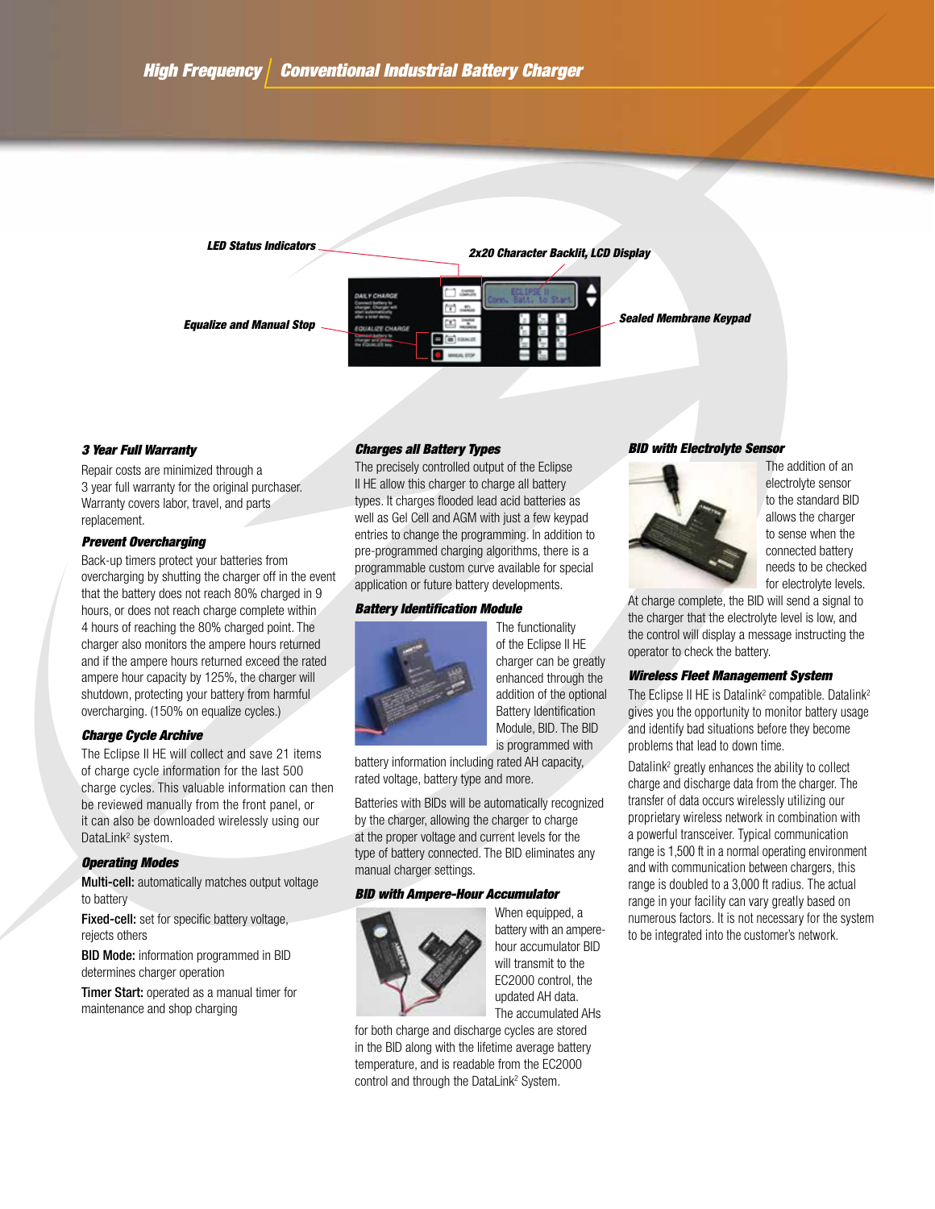# High Frequency | Conventional Industrial Battery Charger

LED Status Indicators

2x20 Character Backlit, LCD Display

Equalize and Manual Stop

Sealed Membrane Keypad

### 3 Year Full Warranty

Repair costs are minimized through a 3 year full warranty for the original purchaser. Warranty covers labor, travel, and parts replacement.

### Prevent Overcharging

Back-up timers protect your batteries from overcharging by shutting the charger off in the event that the battery does not reach 80% charged in 9 hours, or does not reach charge complete within 4 hours of reaching the 80% charged point. The charger also monitors the ampere hours returned and if the ampere hours returned exceed the rated ampere hour capacity by 125%, the charger will shutdown, protecting your battery from harmful overcharging. (150% on equalize cycles.)

### Charge Cycle Archive

The Eclipse II HE will collect and save 21 items of charge cycle information for the last 500 charge cycles. This valuable information can then be reviewed manually from the front panel, or it can also be downloaded wirelessly using our DataLink² system.

### Operating Modes

**Multi-cell:** automatically matches output voltage to battery

**Fixed-cell:** set for specific battery voltage, rejects others

**BID Mode:** information programmed in BID determines charger operation

**Timer Start:** operated as a manual timer for maintenance and shop charging

### Charges all Battery Types

The precisely controlled output of the Eclipse II HE allow this charger to charge all battery types. It charges flooded lead acid batteries as well as Gel Cell and AGM with just a few keypad entries to change the programming. In addition to pre-programmed charging algorithms, there is a programmable custom curve available for special application or future battery developments.

### Battery Identification Module

The functionality of the Eclipse II HE charger can be greatly enhanced through the addition of the optional Battery Identification Module, BID. The BID is programmed with battery information including rated AH capacity, rated voltage, battery type and more.

Batteries with BIDs will be automatically recognized by the charger, allowing the charger to charge at the proper voltage and current levels for the type of battery connected. The BID eliminates any manual charger settings.

### BID with Ampere-Hour Accumulator

When equipped, a battery with an ampere-hour accumulator BID will transmit to the EC2000 control, the updated AH data. The accumulated AHs for both charge and discharge cycles are stored in the BID along with the lifetime average battery temperature, and is readable from the EC2000 control and through the DataLink² System.

### BID with Electrolyte Sensor

The addition of an electrolyte sensor to the standard BID allows the charger to sense when the connected battery needs to be checked for electrolyte levels. At charge complete, the BID will send a signal to the charger that the electrolyte level is low, and the control will display a message instructing the operator to check the battery.

### Wireless Fleet Management System

The Eclipse II HE is Datalink² compatible. Datalink² gives you the opportunity to monitor battery usage and identify bad situations before they become problems that lead to down time.

Datalink² greatly enhances the ability to collect charge and discharge data from the charger. The transfer of data occurs wirelessly utilizing our proprietary wireless network in combination with a powerful transceiver. Typical communication range is 1,500 ft in a normal operating environment and with communication between chargers, this range is doubled to a 3,000 ft radius. The actual range in your facility can vary greatly based on numerous factors. It is not necessary for the system to be integrated into the customer's network.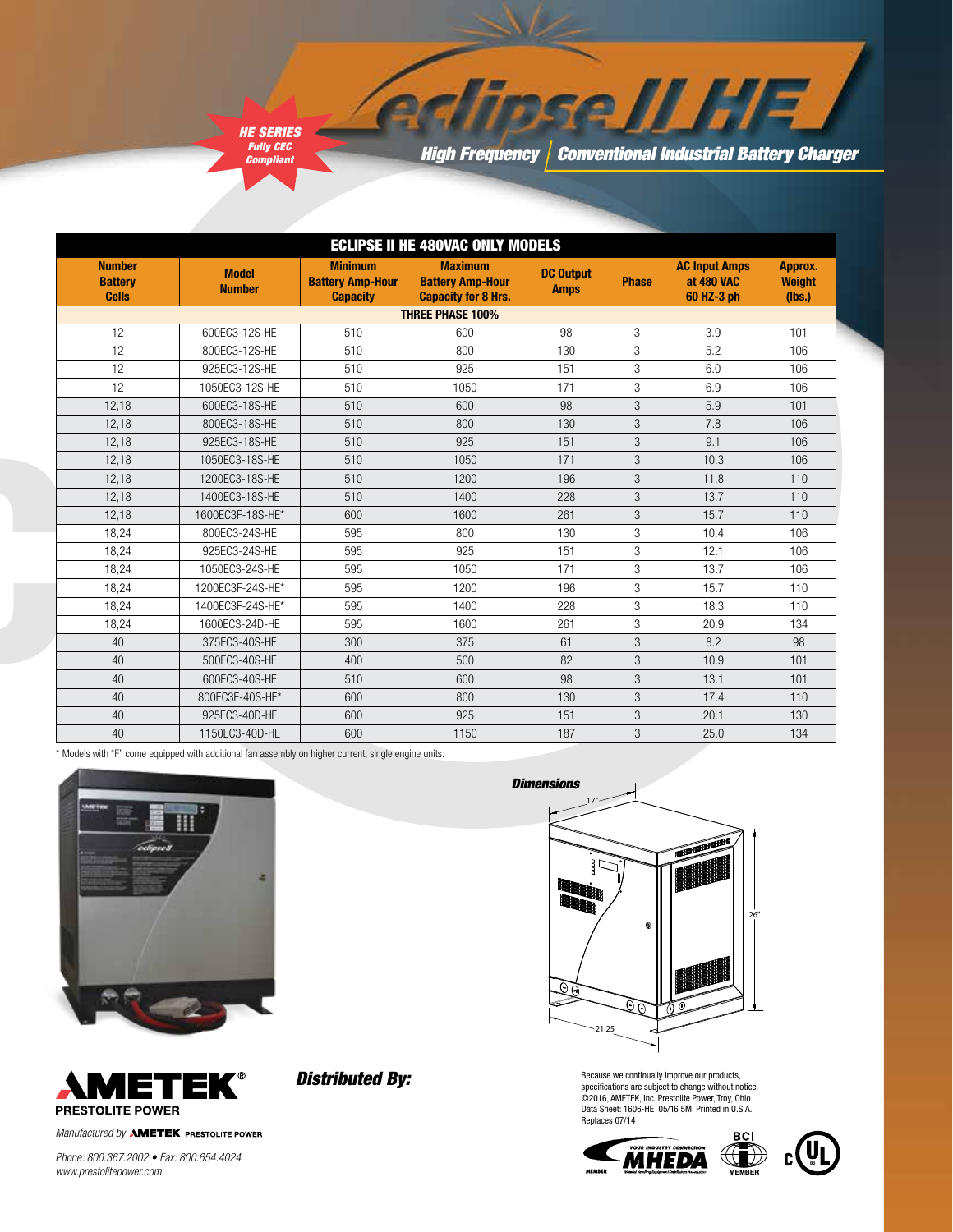HE SERIES
Fully CEC Compliant

# eclipse II HE

## High Frequency | Conventional Industrial Battery Charger

| ECLIPSE II HE 480VAC ONLY MODELS | | | | | | | |
|---|---|---|---|---|---|---|---|
| **Number Battery Cells** | **Model Number** | **Minimum Battery Amp-Hour Capacity** | **Maximum Battery Amp-Hour Capacity for 8 Hrs.** | **DC Output Amps** | **Phase** | **AC Input Amps at 480 VAC 60 HZ-3 ph** | **Approx. Weight (lbs.)** |
| **THREE PHASE 100%** | | | | | | | |
| 12 | 600EC3-12S-HE | 510 | 600 | 98 | 3 | 3.9 | 101 |
| 12 | 800EC3-12S-HE | 510 | 800 | 130 | 3 | 5.2 | 106 |
| 12 | 925EC3-12S-HE | 510 | 925 | 151 | 3 | 6.0 | 106 |
| 12 | 1050EC3-12S-HE | 510 | 1050 | 171 | 3 | 6.9 | 106 |
| 12,18 | 600EC3-18S-HE | 510 | 600 | 98 | 3 | 5.9 | 101 |
| 12,18 | 800EC3-18S-HE | 510 | 800 | 130 | 3 | 7.8 | 106 |
| 12,18 | 925EC3-18S-HE | 510 | 925 | 151 | 3 | 9.1 | 106 |
| 12,18 | 1050EC3-18S-HE | 510 | 1050 | 171 | 3 | 10.3 | 106 |
| 12,18 | 1200EC3-18S-HE | 510 | 1200 | 196 | 3 | 11.8 | 110 |
| 12,18 | 1400EC3-18S-HE | 510 | 1400 | 228 | 3 | 13.7 | 110 |
| 12,18 | 1600EC3F-18S-HE* | 600 | 1600 | 261 | 3 | 15.7 | 110 |
| 18,24 | 800EC3-24S-HE | 595 | 800 | 130 | 3 | 10.4 | 106 |
| 18,24 | 925EC3-24S-HE | 595 | 925 | 151 | 3 | 12.1 | 106 |
| 18,24 | 1050EC3-24S-HE | 595 | 1050 | 171 | 3 | 13.7 | 106 |
| 18,24 | 1200EC3F-24S-HE* | 595 | 1200 | 196 | 3 | 15.7 | 110 |
| 18,24 | 1400EC3F-24S-HE* | 595 | 1400 | 228 | 3 | 18.3 | 110 |
| 18,24 | 1600EC3-24D-HE | 595 | 1600 | 261 | 3 | 20.9 | 134 |
| 40 | 375EC3-40S-HE | 300 | 375 | 61 | 3 | 8.2 | 98 |
| 40 | 500EC3-40S-HE | 400 | 500 | 82 | 3 | 10.9 | 101 |
| 40 | 600EC3-40S-HE | 510 | 600 | 98 | 3 | 13.1 | 101 |
| 40 | 800EC3F-40S-HE* | 600 | 800 | 130 | 3 | 17.4 | 110 |
| 40 | 925EC3-40D-HE | 600 | 925 | 151 | 3 | 20.1 | 130 |
| 40 | 1150EC3-40D-HE | 600 | 1150 | 187 | 3 | 25.0 | 134 |

\* Models with "F" come equipped with additional fan assembly on higher current, single engine units.

**Dimensions**

17"
26"
21.25

AMETEK® PRESTOLITE POWER

*Manufactured by* AMETEK PRESTOLITE POWER

*Phone: 800.367.2002 • Fax: 800.654.4024*
*www.prestolitepower.com*

**Distributed By:**

Because we continually improve our products, specifications are subject to change without notice.
©2016, AMETEK, Inc. Prestolite Power, Troy, Ohio
Data Sheet: 1606-HE 05/16 5M Printed in U.S.A.
Replaces 07/14

MHEDA MEMBER — BCI MEMBER — cUL